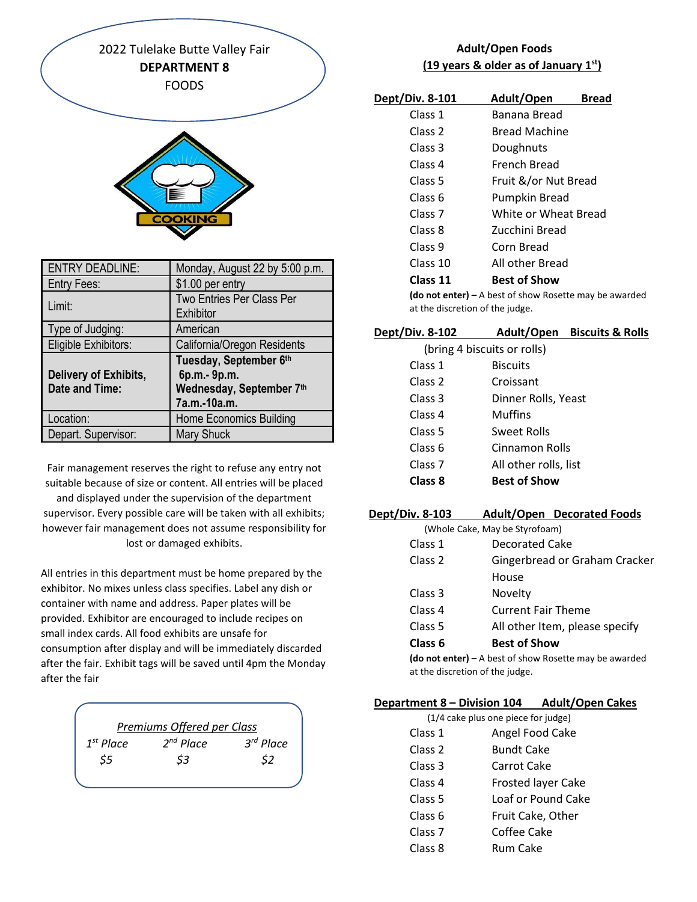2022 Tulelake Butte Valley Fair
**DEPARTMENT 8**
FOODS

COOKING

| | |
|---|---|
| ENTRY DEADLINE: | Monday, August 22 by 5:00 p.m. |
| Entry Fees: | $1.00 per entry |
| Limit: | Two Entries Per Class Per Exhibitor |
| Type of Judging: | American |
| Eligible Exhibitors: | California/Oregon Residents |
| **Delivery of Exhibits, Date and Time:** | **Tuesday, September 6th 6p.m.- 9p.m. Wednesday, September 7th 7a.m.-10a.m.** |
| Location: | Home Economics Building |
| Depart. Supervisor: | Mary Shuck |

Fair management reserves the right to refuse any entry not suitable because of size or content. All entries will be placed and displayed under the supervision of the department supervisor. Every possible care will be taken with all exhibits; however fair management does not assume responsibility for lost or damaged exhibits.

All entries in this department must be home prepared by the exhibitor. No mixes unless class specifies. Label any dish or container with name and address. Paper plates will be provided. Exhibitor are encouraged to include recipes on small index cards. All food exhibits are unsafe for consumption after display and will be immediately discarded after the fair. Exhibit tags will be saved until 4pm the Monday after the fair

*Premiums Offered per Class*

| *1st Place* | *2nd Place* | *3rd Place* |
|---|---|---|
| *$5* | *$3* | *$2* |

## Adult/Open Foods
**(19 years & older as of January 1st)**

### Dept/Div. 8-101 Adult/Open Bread

- Class 1 Banana Bread
- Class 2 Bread Machine
- Class 3 Doughnuts
- Class 4 French Bread
- Class 5 Fruit &/or Nut Bread
- Class 6 Pumpkin Bread
- Class 7 White or Wheat Bread
- Class 8 Zucchini Bread
- Class 9 Corn Bread
- Class 10 All other Bread
- **Class 11 Best of Show**

**(do not enter) –** A best of show Rosette may be awarded at the discretion of the judge.

### Dept/Div. 8-102 Adult/Open Biscuits & Rolls

(bring 4 biscuits or rolls)

- Class 1 Biscuits
- Class 2 Croissant
- Class 3 Dinner Rolls, Yeast
- Class 4 Muffins
- Class 5 Sweet Rolls
- Class 6 Cinnamon Rolls
- Class 7 All other rolls, list
- **Class 8 Best of Show**

### Dept/Div. 8-103 Adult/Open Decorated Foods

(Whole Cake, May be Styrofoam)

- Class 1 Decorated Cake
- Class 2 Gingerbread or Graham Cracker House
- Class 3 Novelty
- Class 4 Current Fair Theme
- Class 5 All other Item, please specify
- **Class 6 Best of Show**

**(do not enter) –** A best of show Rosette may be awarded at the discretion of the judge.

### Department 8 – Division 104 Adult/Open Cakes

(1/4 cake plus one piece for judge)

- Class 1 Angel Food Cake
- Class 2 Bundt Cake
- Class 3 Carrot Cake
- Class 4 Frosted layer Cake
- Class 5 Loaf or Pound Cake
- Class 6 Fruit Cake, Other
- Class 7 Coffee Cake
- Class 8 Rum Cake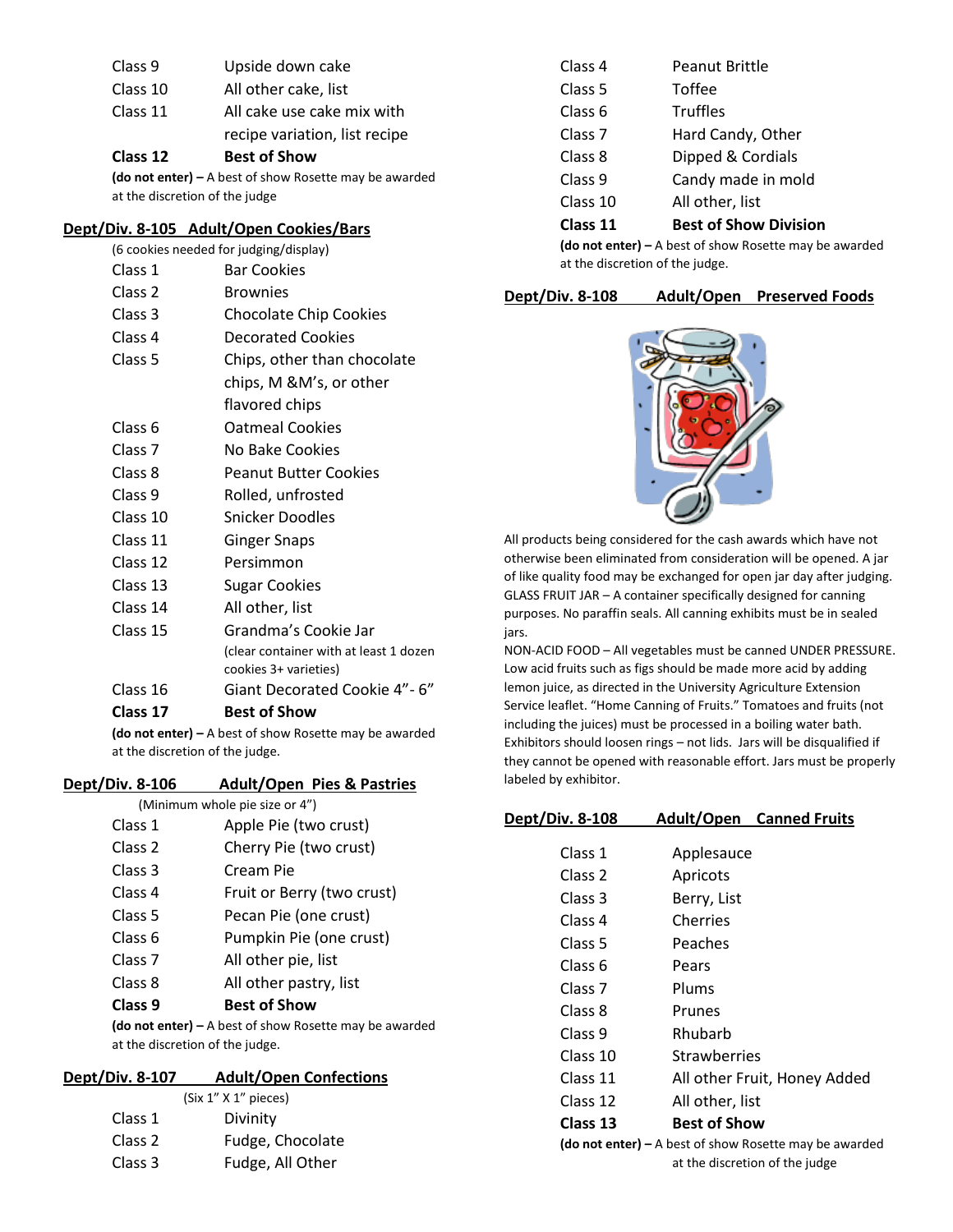| | |
|---|---|
| Class 9 | Upside down cake |
| Class 10 | All other cake, list |
| Class 11 | All cake use cake mix with recipe variation, list recipe |
| **Class 12** | **Best of Show** |

**(do not enter) –** A best of show Rosette may be awarded at the discretion of the judge

## Dept/Div. 8-105 Adult/Open Cookies/Bars

(6 cookies needed for judging/display)

| | |
|---|---|
| Class 1 | Bar Cookies |
| Class 2 | Brownies |
| Class 3 | Chocolate Chip Cookies |
| Class 4 | Decorated Cookies |
| Class 5 | Chips, other than chocolate chips, M &M's, or other flavored chips |
| Class 6 | Oatmeal Cookies |
| Class 7 | No Bake Cookies |
| Class 8 | Peanut Butter Cookies |
| Class 9 | Rolled, unfrosted |
| Class 10 | Snicker Doodles |
| Class 11 | Ginger Snaps |
| Class 12 | Persimmon |
| Class 13 | Sugar Cookies |
| Class 14 | All other, list |
| Class 15 | Grandma's Cookie Jar (clear container with at least 1 dozen cookies 3+ varieties) |
| Class 16 | Giant Decorated Cookie 4"- 6" |
| **Class 17** | **Best of Show** |

**(do not enter) –** A best of show Rosette may be awarded at the discretion of the judge.

## Dept/Div. 8-106 Adult/Open Pies & Pastries

(Minimum whole pie size or 4")

| | |
|---|---|
| Class 1 | Apple Pie (two crust) |
| Class 2 | Cherry Pie (two crust) |
| Class 3 | Cream Pie |
| Class 4 | Fruit or Berry (two crust) |
| Class 5 | Pecan Pie (one crust) |
| Class 6 | Pumpkin Pie (one crust) |
| Class 7 | All other pie, list |
| Class 8 | All other pastry, list |
| **Class 9** | **Best of Show** |

**(do not enter) –** A best of show Rosette may be awarded at the discretion of the judge.

## Dept/Div. 8-107 Adult/Open Confections

(Six 1" X 1" pieces)

| | |
|---|---|
| Class 1 | Divinity |
| Class 2 | Fudge, Chocolate |
| Class 3 | Fudge, All Other |
| Class 4 | Peanut Brittle |
| Class 5 | Toffee |
| Class 6 | Truffles |
| Class 7 | Hard Candy, Other |
| Class 8 | Dipped & Cordials |
| Class 9 | Candy made in mold |
| Class 10 | All other, list |
| **Class 11** | **Best of Show Division** |

**(do not enter) –** A best of show Rosette may be awarded at the discretion of the judge.

## Dept/Div. 8-108 Adult/Open Preserved Foods

All products being considered for the cash awards which have not otherwise been eliminated from consideration will be opened. A jar of like quality food may be exchanged for open jar day after judging.
GLASS FRUIT JAR – A container specifically designed for canning purposes. No paraffin seals. All canning exhibits must be in sealed jars.
NON-ACID FOOD – All vegetables must be canned UNDER PRESSURE. Low acid fruits such as figs should be made more acid by adding lemon juice, as directed in the University Agriculture Extension Service leaflet. "Home Canning of Fruits." Tomatoes and fruits (not including the juices) must be processed in a boiling water bath. Exhibitors should loosen rings – not lids. Jars will be disqualified if they cannot be opened with reasonable effort. Jars must be properly labeled by exhibitor.

## Dept/Div. 8-108 Adult/Open Canned Fruits

| | |
|---|---|
| Class 1 | Applesauce |
| Class 2 | Apricots |
| Class 3 | Berry, List |
| Class 4 | Cherries |
| Class 5 | Peaches |
| Class 6 | Pears |
| Class 7 | Plums |
| Class 8 | Prunes |
| Class 9 | Rhubarb |
| Class 10 | Strawberries |
| Class 11 | All other Fruit, Honey Added |
| Class 12 | All other, list |
| **Class 13** | **Best of Show** |

**(do not enter) –** A best of show Rosette may be awarded at the discretion of the judge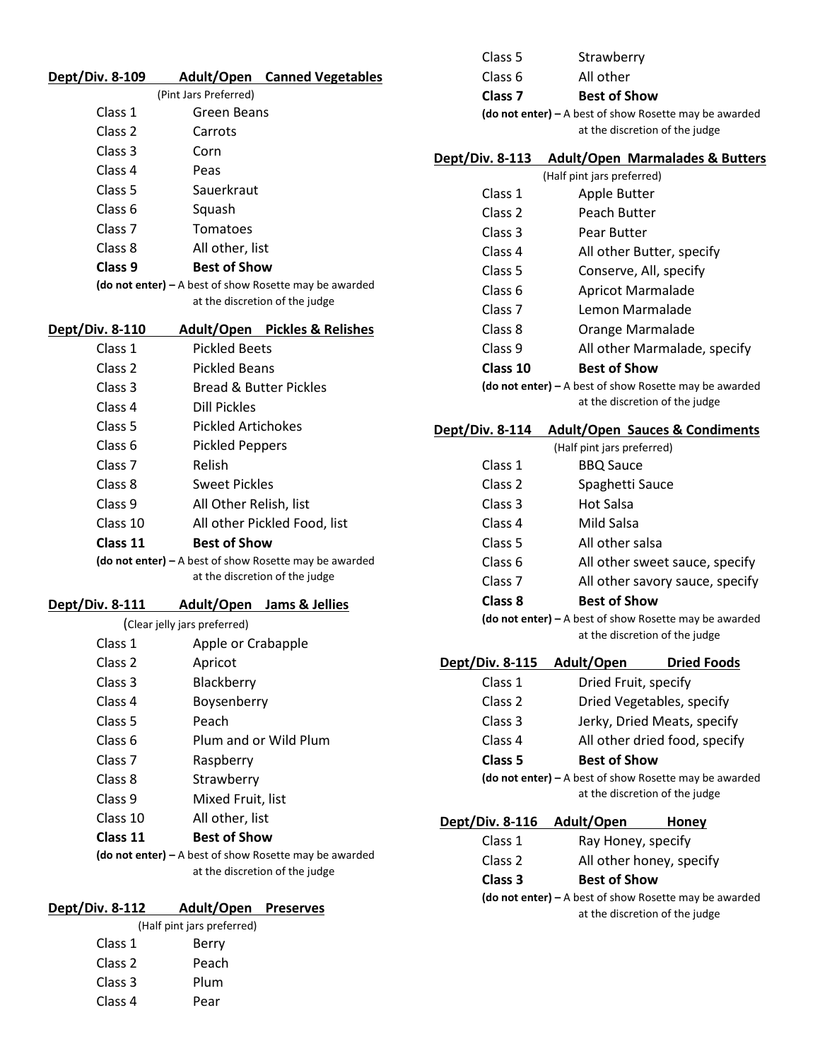## Dept/Div. 8-109 Adult/Open Canned Vegetables

(Pint Jars Preferred)

- Class 1 Green Beans
- Class 2 Carrots
- Class 3 Corn
- Class 4 Peas
- Class 5 Sauerkraut
- Class 6 Squash
- Class 7 Tomatoes
- Class 8 All other, list
- **Class 9 Best of Show**

**(do not enter) –** A best of show Rosette may be awarded at the discretion of the judge

## Dept/Div. 8-110 Adult/Open Pickles & Relishes

- Class 1 Pickled Beets
- Class 2 Pickled Beans
- Class 3 Bread & Butter Pickles
- Class 4 Dill Pickles
- Class 5 Pickled Artichokes
- Class 6 Pickled Peppers
- Class 7 Relish
- Class 8 Sweet Pickles
- Class 9 All Other Relish, list
- Class 10 All other Pickled Food, list
- **Class 11 Best of Show**

**(do not enter) –** A best of show Rosette may be awarded at the discretion of the judge

## Dept/Div. 8-111 Adult/Open Jams & Jellies

(Clear jelly jars preferred)

- Class 1 Apple or Crabapple
- Class 2 Apricot
- Class 3 Blackberry
- Class 4 Boysenberry
- Class 5 Peach
- Class 6 Plum and or Wild Plum
- Class 7 Raspberry
- Class 8 Strawberry
- Class 9 Mixed Fruit, list
- Class 10 All other, list
- **Class 11 Best of Show**

**(do not enter) –** A best of show Rosette may be awarded at the discretion of the judge

## Dept/Div. 8-112 Adult/Open Preserves

(Half pint jars preferred)

- Class 1 Berry
- Class 2 Peach
- Class 3 Plum
- Class 4 Pear
- Class 5 Strawberry
- Class 6 All other
- **Class 7 Best of Show**

**(do not enter) –** A best of show Rosette may be awarded at the discretion of the judge

## Dept/Div. 8-113 Adult/Open Marmalades & Butters

(Half pint jars preferred)

- Class 1 Apple Butter
- Class 2 Peach Butter
- Class 3 Pear Butter
- Class 4 All other Butter, specify
- Class 5 Conserve, All, specify
- Class 6 Apricot Marmalade
- Class 7 Lemon Marmalade
- Class 8 Orange Marmalade
- Class 9 All other Marmalade, specify
- **Class 10 Best of Show**

**(do not enter) –** A best of show Rosette may be awarded at the discretion of the judge

## Dept/Div. 8-114 Adult/Open Sauces & Condiments

(Half pint jars preferred)

- Class 1 BBQ Sauce
- Class 2 Spaghetti Sauce
- Class 3 Hot Salsa
- Class 4 Mild Salsa
- Class 5 All other salsa
- Class 6 All other sweet sauce, specify
- Class 7 All other savory sauce, specify
- **Class 8 Best of Show**

**(do not enter) –** A best of show Rosette may be awarded at the discretion of the judge

## Dept/Div. 8-115 Adult/Open Dried Foods

- Class 1 Dried Fruit, specify
- Class 2 Dried Vegetables, specify
- Class 3 Jerky, Dried Meats, specify
- Class 4 All other dried food, specify
- **Class 5 Best of Show**

**(do not enter) –** A best of show Rosette may be awarded at the discretion of the judge

## Dept/Div. 8-116 Adult/Open Honey

- Class 1 Ray Honey, specify
- Class 2 All other honey, specify
- **Class 3 Best of Show**

**(do not enter) –** A best of show Rosette may be awarded at the discretion of the judge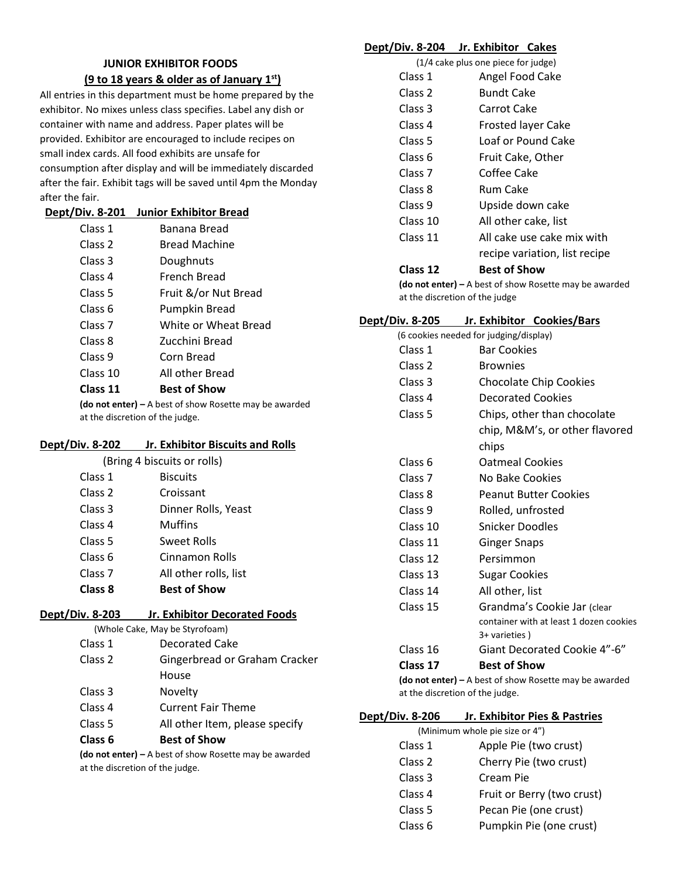## JUNIOR EXHIBITOR FOODS

**(9 to 18 years & older as of January 1st)**

All entries in this department must be home prepared by the exhibitor. No mixes unless class specifies. Label any dish or container with name and address. Paper plates will be provided. Exhibitor are encouraged to include recipes on small index cards. All food exhibits are unsafe for consumption after display and will be immediately discarded after the fair. Exhibit tags will be saved until 4pm the Monday after the fair.

### Dept/Div. 8-201 Junior Exhibitor Bread

| | |
|---|---|
| Class 1 | Banana Bread |
| Class 2 | Bread Machine |
| Class 3 | Doughnuts |
| Class 4 | French Bread |
| Class 5 | Fruit &/or Nut Bread |
| Class 6 | Pumpkin Bread |
| Class 7 | White or Wheat Bread |
| Class 8 | Zucchini Bread |
| Class 9 | Corn Bread |
| Class 10 | All other Bread |
| **Class 11** | **Best of Show** |

**(do not enter) –** A best of show Rosette may be awarded at the discretion of the judge.

### Dept/Div. 8-202 Jr. Exhibitor Biscuits and Rolls

(Bring 4 biscuits or rolls)

| | |
|---|---|
| Class 1 | Biscuits |
| Class 2 | Croissant |
| Class 3 | Dinner Rolls, Yeast |
| Class 4 | Muffins |
| Class 5 | Sweet Rolls |
| Class 6 | Cinnamon Rolls |
| Class 7 | All other rolls, list |
| **Class 8** | **Best of Show** |

### Dept/Div. 8-203 Jr. Exhibitor Decorated Foods

(Whole Cake, May be Styrofoam)

| | |
|---|---|
| Class 1 | Decorated Cake |
| Class 2 | Gingerbread or Graham Cracker House |
| Class 3 | Novelty |
| Class 4 | Current Fair Theme |
| Class 5 | All other Item, please specify |
| **Class 6** | **Best of Show** |

**(do not enter) –** A best of show Rosette may be awarded at the discretion of the judge.

### Dept/Div. 8-204 Jr. Exhibitor Cakes

(1/4 cake plus one piece for judge)

| | |
|---|---|
| Class 1 | Angel Food Cake |
| Class 2 | Bundt Cake |
| Class 3 | Carrot Cake |
| Class 4 | Frosted layer Cake |
| Class 5 | Loaf or Pound Cake |
| Class 6 | Fruit Cake, Other |
| Class 7 | Coffee Cake |
| Class 8 | Rum Cake |
| Class 9 | Upside down cake |
| Class 10 | All other cake, list |
| Class 11 | All cake use cake mix with recipe variation, list recipe |
| **Class 12** | **Best of Show** |

**(do not enter) –** A best of show Rosette may be awarded at the discretion of the judge

### Dept/Div. 8-205 Jr. Exhibitor Cookies/Bars

(6 cookies needed for judging/display)

| | |
|---|---|
| Class 1 | Bar Cookies |
| Class 2 | Brownies |
| Class 3 | Chocolate Chip Cookies |
| Class 4 | Decorated Cookies |
| Class 5 | Chips, other than chocolate chip, M&M's, or other flavored chips |
| Class 6 | Oatmeal Cookies |
| Class 7 | No Bake Cookies |
| Class 8 | Peanut Butter Cookies |
| Class 9 | Rolled, unfrosted |
| Class 10 | Snicker Doodles |
| Class 11 | Ginger Snaps |
| Class 12 | Persimmon |
| Class 13 | Sugar Cookies |
| Class 14 | All other, list |
| Class 15 | Grandma's Cookie Jar (clear container with at least 1 dozen cookies 3+ varieties ) |
| Class 16 | Giant Decorated Cookie 4"-6" |
| **Class 17** | **Best of Show** |

**(do not enter) –** A best of show Rosette may be awarded at the discretion of the judge.

### Dept/Div. 8-206 Jr. Exhibitor Pies & Pastries

(Minimum whole pie size or 4")

| | |
|---|---|
| Class 1 | Apple Pie (two crust) |
| Class 2 | Cherry Pie (two crust) |
| Class 3 | Cream Pie |
| Class 4 | Fruit or Berry (two crust) |
| Class 5 | Pecan Pie (one crust) |
| Class 6 | Pumpkin Pie (one crust) |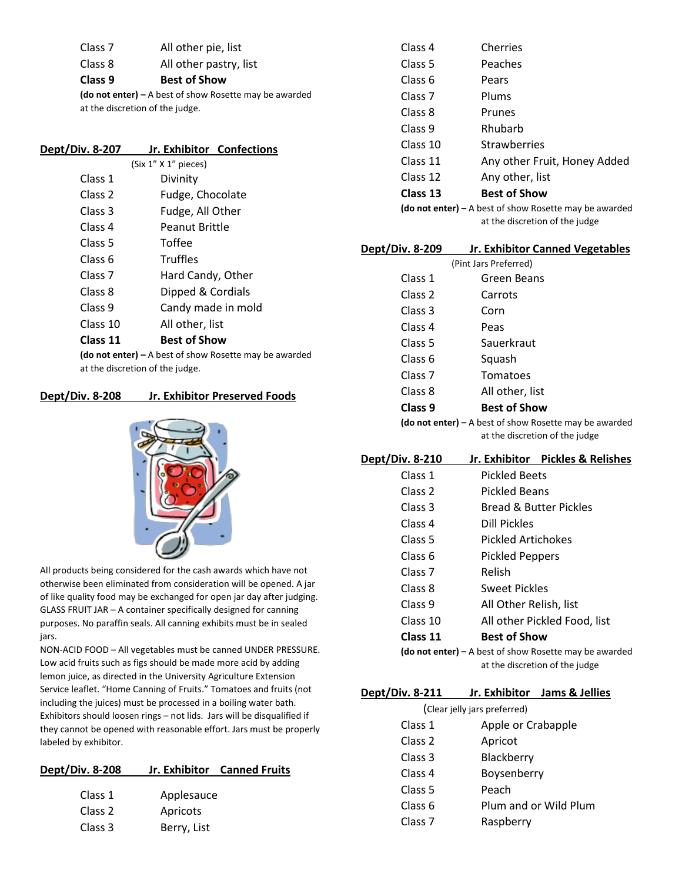| | |
|---|---|
| Class 7 | All other pie, list |
| Class 8 | All other pastry, list |
| **Class 9** | **Best of Show** |

**(do not enter) –** A best of show Rosette may be awarded at the discretion of the judge.

## Dept/Div. 8-207 Jr. Exhibitor Confections

(Six 1" X 1" pieces)

| | |
|---|---|
| Class 1 | Divinity |
| Class 2 | Fudge, Chocolate |
| Class 3 | Fudge, All Other |
| Class 4 | Peanut Brittle |
| Class 5 | Toffee |
| Class 6 | Truffles |
| Class 7 | Hard Candy, Other |
| Class 8 | Dipped & Cordials |
| Class 9 | Candy made in mold |
| Class 10 | All other, list |
| **Class 11** | **Best of Show** |

**(do not enter) –** A best of show Rosette may be awarded at the discretion of the judge.

## Dept/Div. 8-208 Jr. Exhibitor Preserved Foods

All products being considered for the cash awards which have not otherwise been eliminated from consideration will be opened. A jar of like quality food may be exchanged for open jar day after judging. GLASS FRUIT JAR – A container specifically designed for canning purposes. No paraffin seals. All canning exhibits must be in sealed jars.

NON-ACID FOOD – All vegetables must be canned UNDER PRESSURE. Low acid fruits such as figs should be made more acid by adding lemon juice, as directed in the University Agriculture Extension Service leaflet. "Home Canning of Fruits." Tomatoes and fruits (not including the juices) must be processed in a boiling water bath. Exhibitors should loosen rings – not lids. Jars will be disqualified if they cannot be opened with reasonable effort. Jars must be properly labeled by exhibitor.

## Dept/Div. 8-208 Jr. Exhibitor Canned Fruits

| | |
|---|---|
| Class 1 | Applesauce |
| Class 2 | Apricots |
| Class 3 | Berry, List |
| Class 4 | Cherries |
| Class 5 | Peaches |
| Class 6 | Pears |
| Class 7 | Plums |
| Class 8 | Prunes |
| Class 9 | Rhubarb |
| Class 10 | Strawberries |
| Class 11 | Any other Fruit, Honey Added |
| Class 12 | Any other, list |
| **Class 13** | **Best of Show** |

**(do not enter) –** A best of show Rosette may be awarded at the discretion of the judge

## Dept/Div. 8-209 Jr. Exhibitor Canned Vegetables

(Pint Jars Preferred)

| | |
|---|---|
| Class 1 | Green Beans |
| Class 2 | Carrots |
| Class 3 | Corn |
| Class 4 | Peas |
| Class 5 | Sauerkraut |
| Class 6 | Squash |
| Class 7 | Tomatoes |
| Class 8 | All other, list |
| **Class 9** | **Best of Show** |

**(do not enter) –** A best of show Rosette may be awarded at the discretion of the judge

## Dept/Div. 8-210 Jr. Exhibitor Pickles & Relishes

| | |
|---|---|
| Class 1 | Pickled Beets |
| Class 2 | Pickled Beans |
| Class 3 | Bread & Butter Pickles |
| Class 4 | Dill Pickles |
| Class 5 | Pickled Artichokes |
| Class 6 | Pickled Peppers |
| Class 7 | Relish |
| Class 8 | Sweet Pickles |
| Class 9 | All Other Relish, list |
| Class 10 | All other Pickled Food, list |
| **Class 11** | **Best of Show** |

**(do not enter) –** A best of show Rosette may be awarded at the discretion of the judge

## Dept/Div. 8-211 Jr. Exhibitor Jams & Jellies

(Clear jelly jars preferred)

| | |
|---|---|
| Class 1 | Apple or Crabapple |
| Class 2 | Apricot |
| Class 3 | Blackberry |
| Class 4 | Boysenberry |
| Class 5 | Peach |
| Class 6 | Plum and or Wild Plum |
| Class 7 | Raspberry |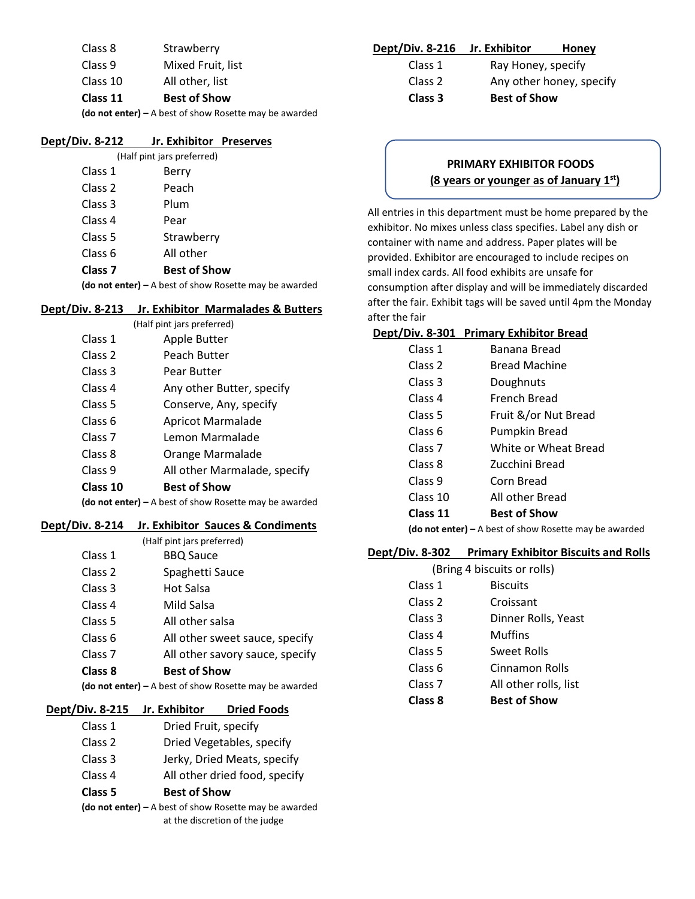| | |
|---|---|
| Class 8 | Strawberry |
| Class 9 | Mixed Fruit, list |
| Class 10 | All other, list |
| **Class 11** | **Best of Show** |

**(do not enter) –** A best of show Rosette may be awarded

## Dept/Div. 8-212 Jr. Exhibitor Preserves

(Half pint jars preferred)

| | |
|---|---|
| Class 1 | Berry |
| Class 2 | Peach |
| Class 3 | Plum |
| Class 4 | Pear |
| Class 5 | Strawberry |
| Class 6 | All other |
| **Class 7** | **Best of Show** |

**(do not enter) –** A best of show Rosette may be awarded

## Dept/Div. 8-213 Jr. Exhibitor Marmalades & Butters

(Half pint jars preferred)

| | |
|---|---|
| Class 1 | Apple Butter |
| Class 2 | Peach Butter |
| Class 3 | Pear Butter |
| Class 4 | Any other Butter, specify |
| Class 5 | Conserve, Any, specify |
| Class 6 | Apricot Marmalade |
| Class 7 | Lemon Marmalade |
| Class 8 | Orange Marmalade |
| Class 9 | All other Marmalade, specify |
| **Class 10** | **Best of Show** |

**(do not enter) –** A best of show Rosette may be awarded

## Dept/Div. 8-214 Jr. Exhibitor Sauces & Condiments

(Half pint jars preferred)

| | |
|---|---|
| Class 1 | BBQ Sauce |
| Class 2 | Spaghetti Sauce |
| Class 3 | Hot Salsa |
| Class 4 | Mild Salsa |
| Class 5 | All other salsa |
| Class 6 | All other sweet sauce, specify |
| Class 7 | All other savory sauce, specify |
| **Class 8** | **Best of Show** |

**(do not enter) –** A best of show Rosette may be awarded

## Dept/Div. 8-215 Jr. Exhibitor Dried Foods

| | |
|---|---|
| Class 1 | Dried Fruit, specify |
| Class 2 | Dried Vegetables, specify |
| Class 3 | Jerky, Dried Meats, specify |
| Class 4 | All other dried food, specify |
| **Class 5** | **Best of Show** |

**(do not enter) –** A best of show Rosette may be awarded at the discretion of the judge

## Dept/Div. 8-216 Jr. Exhibitor Honey

| | |
|---|---|
| Class 1 | Ray Honey, specify |
| Class 2 | Any other honey, specify |
| **Class 3** | **Best of Show** |

# PRIMARY EXHIBITOR FOODS
## (8 years or younger as of January 1st)

All entries in this department must be home prepared by the exhibitor. No mixes unless class specifies. Label any dish or container with name and address. Paper plates will be provided. Exhibitor are encouraged to include recipes on small index cards. All food exhibits are unsafe for consumption after display and will be immediately discarded after the fair. Exhibit tags will be saved until 4pm the Monday after the fair

## Dept/Div. 8-301 Primary Exhibitor Bread

| | |
|---|---|
| Class 1 | Banana Bread |
| Class 2 | Bread Machine |
| Class 3 | Doughnuts |
| Class 4 | French Bread |
| Class 5 | Fruit &/or Nut Bread |
| Class 6 | Pumpkin Bread |
| Class 7 | White or Wheat Bread |
| Class 8 | Zucchini Bread |
| Class 9 | Corn Bread |
| Class 10 | All other Bread |
| **Class 11** | **Best of Show** |

**(do not enter) –** A best of show Rosette may be awarded

## Dept/Div. 8-302 Primary Exhibitor Biscuits and Rolls

(Bring 4 biscuits or rolls)

| | |
|---|---|
| Class 1 | Biscuits |
| Class 2 | Croissant |
| Class 3 | Dinner Rolls, Yeast |
| Class 4 | Muffins |
| Class 5 | Sweet Rolls |
| Class 6 | Cinnamon Rolls |
| Class 7 | All other rolls, list |
| **Class 8** | **Best of Show** |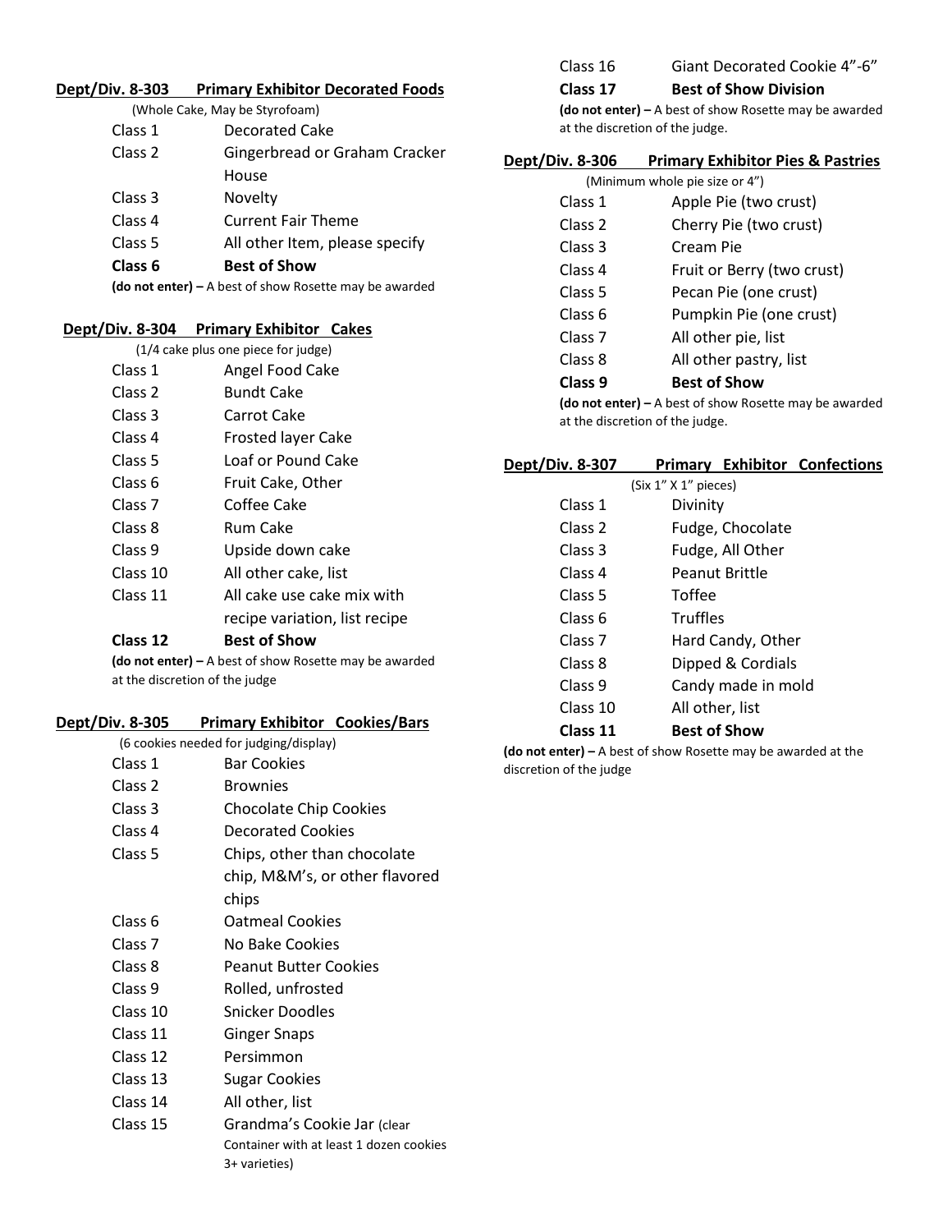## Dept/Div. 8-303 Primary Exhibitor Decorated Foods

(Whole Cake, May be Styrofoam)

| | |
|---|---|
| Class 1 | Decorated Cake |
| Class 2 | Gingerbread or Graham Cracker House |
| Class 3 | Novelty |
| Class 4 | Current Fair Theme |
| Class 5 | All other Item, please specify |
| **Class 6** | **Best of Show** |

**(do not enter) –** A best of show Rosette may be awarded

## Dept/Div. 8-304 Primary Exhibitor Cakes

(1/4 cake plus one piece for judge)

| | |
|---|---|
| Class 1 | Angel Food Cake |
| Class 2 | Bundt Cake |
| Class 3 | Carrot Cake |
| Class 4 | Frosted layer Cake |
| Class 5 | Loaf or Pound Cake |
| Class 6 | Fruit Cake, Other |
| Class 7 | Coffee Cake |
| Class 8 | Rum Cake |
| Class 9 | Upside down cake |
| Class 10 | All other cake, list |
| Class 11 | All cake use cake mix with recipe variation, list recipe |
| **Class 12** | **Best of Show** |

**(do not enter) –** A best of show Rosette may be awarded at the discretion of the judge

## Dept/Div. 8-305 Primary Exhibitor Cookies/Bars

(6 cookies needed for judging/display)

| | |
|---|---|
| Class 1 | Bar Cookies |
| Class 2 | Brownies |
| Class 3 | Chocolate Chip Cookies |
| Class 4 | Decorated Cookies |
| Class 5 | Chips, other than chocolate chip, M&M's, or other flavored chips |
| Class 6 | Oatmeal Cookies |
| Class 7 | No Bake Cookies |
| Class 8 | Peanut Butter Cookies |
| Class 9 | Rolled, unfrosted |
| Class 10 | Snicker Doodles |
| Class 11 | Ginger Snaps |
| Class 12 | Persimmon |
| Class 13 | Sugar Cookies |
| Class 14 | All other, list |
| Class 15 | Grandma's Cookie Jar (clear Container with at least 1 dozen cookies 3+ varieties) |
| Class 16 | Giant Decorated Cookie 4"-6" |
| **Class 17** | **Best of Show Division** |

**(do not enter) –** A best of show Rosette may be awarded at the discretion of the judge.

## Dept/Div. 8-306 Primary Exhibitor Pies & Pastries

(Minimum whole pie size or 4")

| | |
|---|---|
| Class 1 | Apple Pie (two crust) |
| Class 2 | Cherry Pie (two crust) |
| Class 3 | Cream Pie |
| Class 4 | Fruit or Berry (two crust) |
| Class 5 | Pecan Pie (one crust) |
| Class 6 | Pumpkin Pie (one crust) |
| Class 7 | All other pie, list |
| Class 8 | All other pastry, list |
| **Class 9** | **Best of Show** |

**(do not enter) –** A best of show Rosette may be awarded at the discretion of the judge.

## Dept/Div. 8-307 Primary Exhibitor Confections

(Six 1" X 1" pieces)

| | |
|---|---|
| Class 1 | Divinity |
| Class 2 | Fudge, Chocolate |
| Class 3 | Fudge, All Other |
| Class 4 | Peanut Brittle |
| Class 5 | Toffee |
| Class 6 | Truffles |
| Class 7 | Hard Candy, Other |
| Class 8 | Dipped & Cordials |
| Class 9 | Candy made in mold |
| Class 10 | All other, list |
| **Class 11** | **Best of Show** |

**(do not enter) –** A best of show Rosette may be awarded at the discretion of the judge